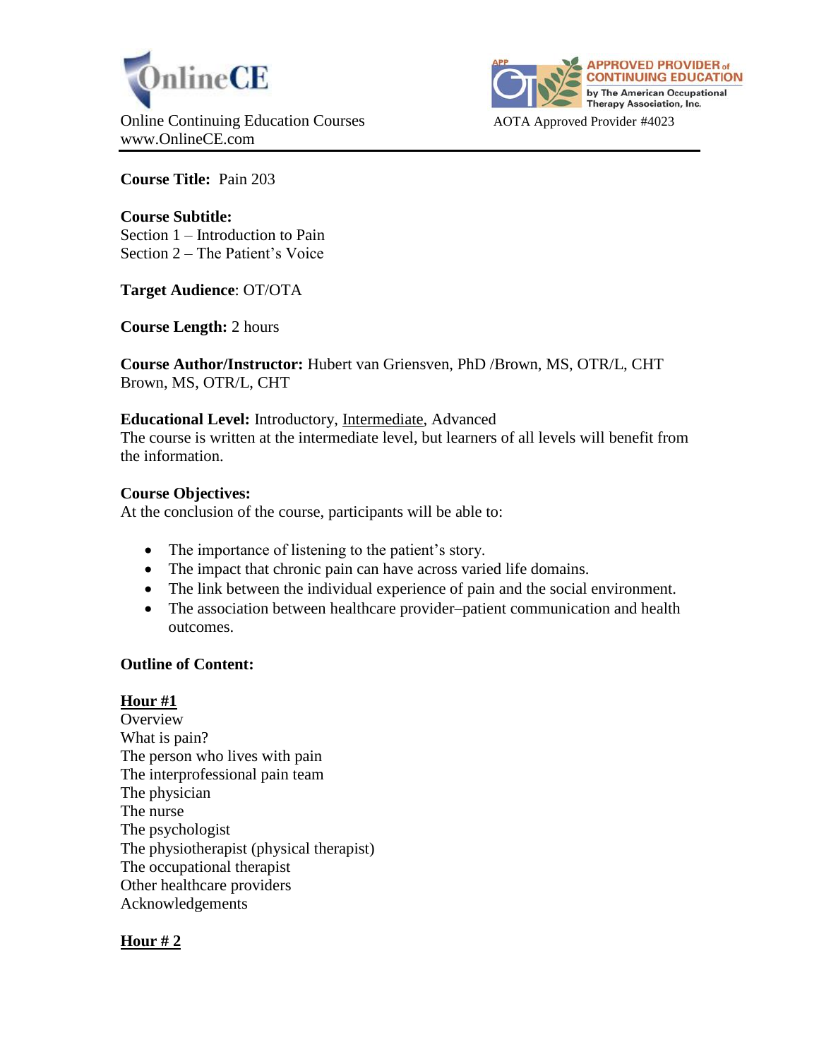OnlineCE

Online Continuing Education Courses
www.OnlineCE.com

APPROVED PROVIDER of CONTINUING EDUCATION by The American Occupational Therapy Association, Inc.

AOTA Approved Provider #4023

**Course Title:** Pain 203

**Course Subtitle:**
Section 1 – Introduction to Pain
Section 2 – The Patient's Voice

**Target Audience**: OT/OTA

**Course Length:** 2 hours

**Course Author/Instructor:** Hubert van Griensven, PhD /Brown, MS, OTR/L, CHT
Brown, MS, OTR/L, CHT

**Educational Level:** Introductory, Intermediate, Advanced
The course is written at the intermediate level, but learners of all levels will benefit from the information.

**Course Objectives:**
At the conclusion of the course, participants will be able to:

- The importance of listening to the patient's story.
- The impact that chronic pain can have across varied life domains.
- The link between the individual experience of pain and the social environment.
- The association between healthcare provider–patient communication and health outcomes.

**Outline of Content:**

**Hour #1**
Overview
What is pain?
The person who lives with pain
The interprofessional pain team
The physician
The nurse
The psychologist
The physiotherapist (physical therapist)
The occupational therapist
Other healthcare providers
Acknowledgements

**Hour # 2**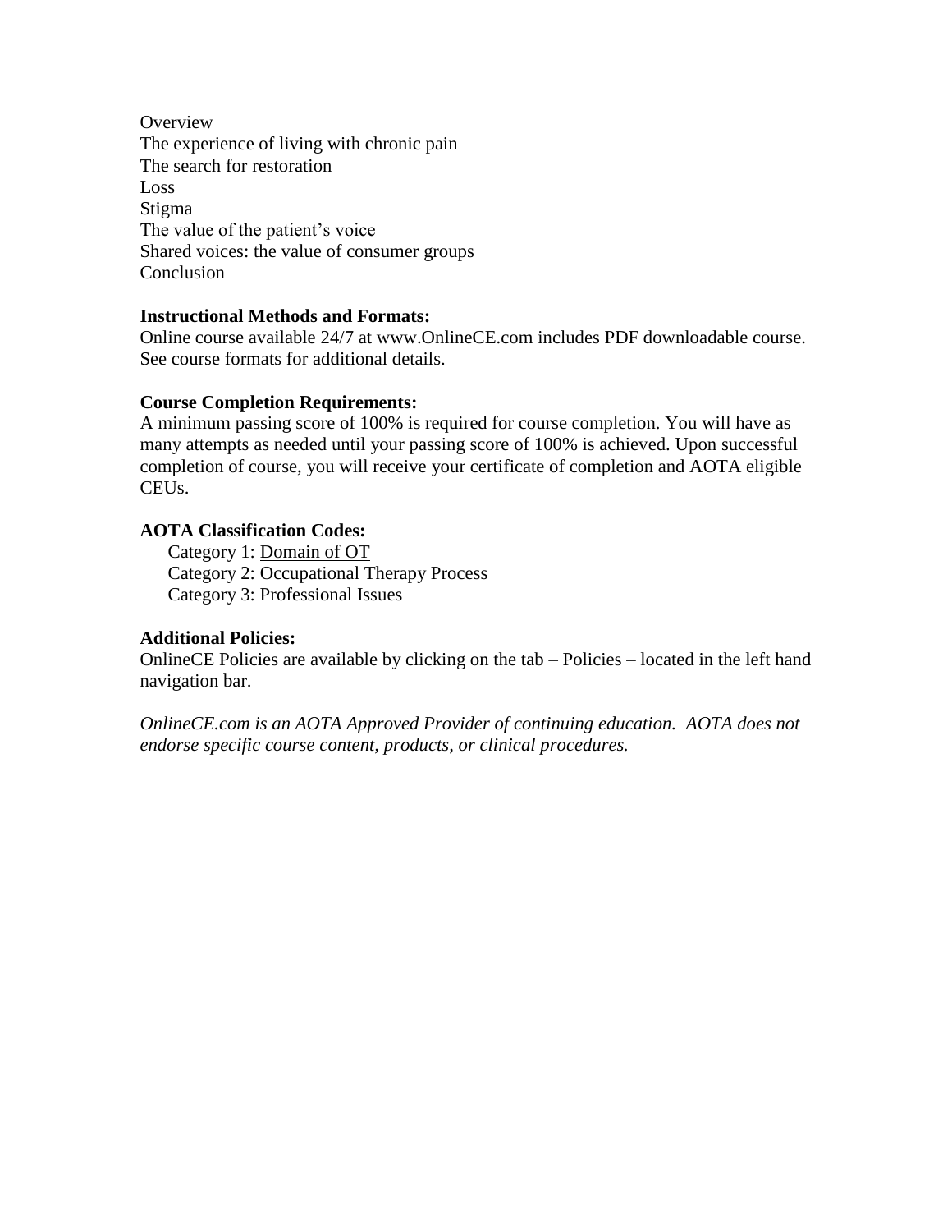Overview
The experience of living with chronic pain
The search for restoration
Loss
Stigma
The value of the patient's voice
Shared voices: the value of consumer groups
Conclusion

**Instructional Methods and Formats:**
Online course available 24/7 at www.OnlineCE.com includes PDF downloadable course. See course formats for additional details.

**Course Completion Requirements:**
A minimum passing score of 100% is required for course completion. You will have as many attempts as needed until your passing score of 100% is achieved. Upon successful completion of course, you will receive your certificate of completion and AOTA eligible CEUs.

**AOTA Classification Codes:**

Category 1: Domain of OT
Category 2: Occupational Therapy Process
Category 3: Professional Issues

**Additional Policies:**
OnlineCE Policies are available by clicking on the tab – Policies – located in the left hand navigation bar.

*OnlineCE.com is an AOTA Approved Provider of continuing education. AOTA does not endorse specific course content, products, or clinical procedures.*